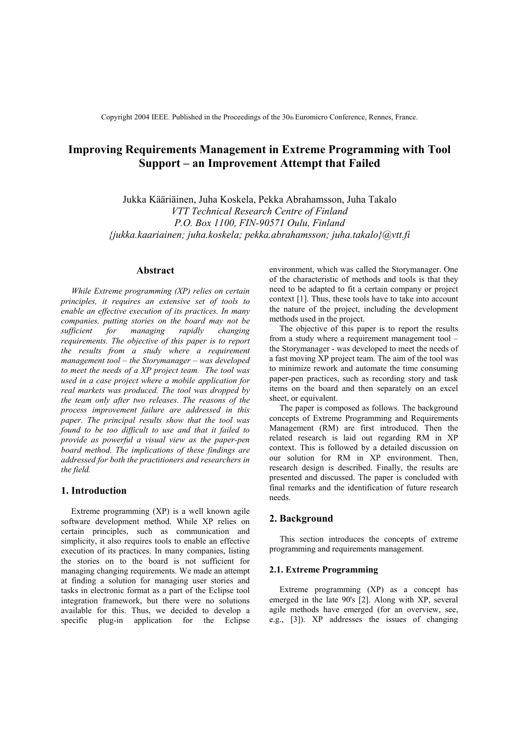Copyright 2004 IEEE. Published in the Proceedings of the 30th Euromicro Conference, Rennes, France.

# Improving Requirements Management in Extreme Programming with Tool Support – an Improvement Attempt that Failed

Jukka Kääriäinen, Juha Koskela, Pekka Abrahamsson, Juha Takalo
*VTT Technical Research Centre of Finland*
*P.O. Box 1100, FIN-90571 Oulu, Finland*
*{jukka.kaariainen; juha.koskela; pekka.abrahamsson; juha.takalo}@vtt.fi*

## Abstract

*While Extreme programming (XP) relies on certain principles, it requires an extensive set of tools to enable an effective execution of its practices. In many companies, putting stories on the board may not be sufficient for managing rapidly changing requirements. The objective of this paper is to report the results from a study where a requirement management tool – the Storymanager – was developed to meet the needs of a XP project team. The tool was used in a case project where a mobile application for real markets was produced. The tool was dropped by the team only after two releases. The reasons of the process improvement failure are addressed in this paper. The principal results show that the tool was found to be too difficult to use and that it failed to provide as powerful a visual view as the paper-pen board method. The implications of these findings are addressed for both the practitioners and researchers in the field.*

## 1. Introduction

Extreme programming (XP) is a well known agile software development method. While XP relies on certain principles, such as communication and simplicity, it also requires tools to enable an effective execution of its practices. In many companies, listing the stories on to the board is not sufficient for managing changing requirements. We made an attempt at finding a solution for managing user stories and tasks in electronic format as a part of the Eclipse tool integration framework, but there were no solutions available for this. Thus, we decided to develop a specific plug-in application for the Eclipse environment, which was called the Storymanager. One of the characteristic of methods and tools is that they need to be adapted to fit a certain company or project context [1]. Thus, these tools have to take into account the nature of the project, including the development methods used in the project.

The objective of this paper is to report the results from a study where a requirement management tool – the Storymanager - was developed to meet the needs of a fast moving XP project team. The aim of the tool was to minimize rework and automate the time consuming paper-pen practices, such as recording story and task items on the board and then separately on an excel sheet, or equivalent.

The paper is composed as follows. The background concepts of Extreme Programming and Requirements Management (RM) are first introduced. Then the related research is laid out regarding RM in XP context. This is followed by a detailed discussion on our solution for RM in XP environment. Then, research design is described. Finally, the results are presented and discussed. The paper is concluded with final remarks and the identification of future research needs.

## 2. Background

This section introduces the concepts of extreme programming and requirements management.

### 2.1. Extreme Programming

Extreme programming (XP) as a concept has emerged in the late 90's [2]. Along with XP, several agile methods have emerged (for an overview, see, e.g., [3]). XP addresses the issues of changing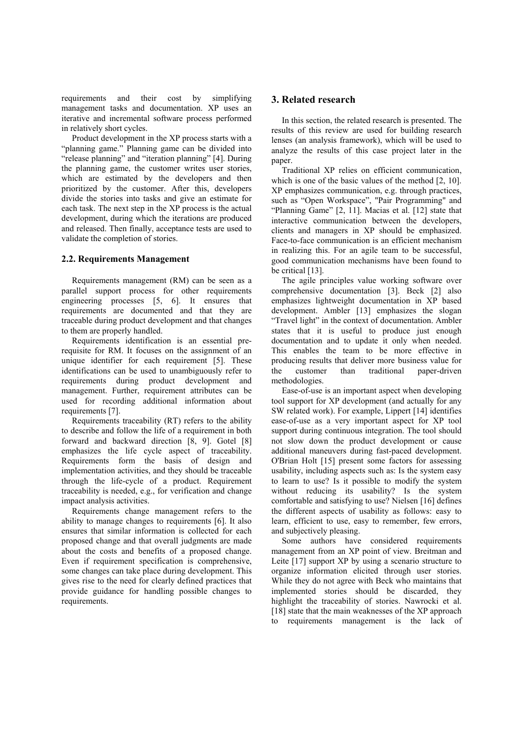requirements and their cost by simplifying management tasks and documentation. XP uses an iterative and incremental software process performed in relatively short cycles.

Product development in the XP process starts with a "planning game." Planning game can be divided into "release planning" and "iteration planning" [4]. During the planning game, the customer writes user stories, which are estimated by the developers and then prioritized by the customer. After this, developers divide the stories into tasks and give an estimate for each task. The next step in the XP process is the actual development, during which the iterations are produced and released. Then finally, acceptance tests are used to validate the completion of stories.

### 2.2. Requirements Management

Requirements management (RM) can be seen as a parallel support process for other requirements engineering processes [5, 6]. It ensures that requirements are documented and that they are traceable during product development and that changes to them are properly handled.

Requirements identification is an essential pre-requisite for RM. It focuses on the assignment of an unique identifier for each requirement [5]. These identifications can be used to unambiguously refer to requirements during product development and management. Further, requirement attributes can be used for recording additional information about requirements [7].

Requirements traceability (RT) refers to the ability to describe and follow the life of a requirement in both forward and backward direction [8, 9]. Gotel [8] emphasizes the life cycle aspect of traceability. Requirements form the basis of design and implementation activities, and they should be traceable through the life-cycle of a product. Requirement traceability is needed, e.g., for verification and change impact analysis activities.

Requirements change management refers to the ability to manage changes to requirements [6]. It also ensures that similar information is collected for each proposed change and that overall judgments are made about the costs and benefits of a proposed change. Even if requirement specification is comprehensive, some changes can take place during development. This gives rise to the need for clearly defined practices that provide guidance for handling possible changes to requirements.

## 3. Related research

In this section, the related research is presented. The results of this review are used for building research lenses (an analysis framework), which will be used to analyze the results of this case project later in the paper.

Traditional XP relies on efficient communication, which is one of the basic values of the method [2, 10]. XP emphasizes communication, e.g. through practices, such as "Open Workspace", "Pair Programming" and "Planning Game" [2, 11]. Macias et al. [12] state that interactive communication between the developers, clients and managers in XP should be emphasized. Face-to-face communication is an efficient mechanism in realizing this. For an agile team to be successful, good communication mechanisms have been found to be critical [13].

The agile principles value working software over comprehensive documentation [3]. Beck [2] also emphasizes lightweight documentation in XP based development. Ambler [13] emphasizes the slogan "Travel light" in the context of documentation. Ambler states that it is useful to produce just enough documentation and to update it only when needed. This enables the team to be more effective in producing results that deliver more business value for the customer than traditional paper-driven methodologies.

Ease-of-use is an important aspect when developing tool support for XP development (and actually for any SW related work). For example, Lippert [14] identifies ease-of-use as a very important aspect for XP tool support during continuous integration. The tool should not slow down the product development or cause additional maneuvers during fast-paced development. O'Brian Holt [15] present some factors for assessing usability, including aspects such as: Is the system easy to learn to use? Is it possible to modify the system without reducing its usability? Is the system comfortable and satisfying to use? Nielsen [16] defines the different aspects of usability as follows: easy to learn, efficient to use, easy to remember, few errors, and subjectively pleasing.

Some authors have considered requirements management from an XP point of view. Breitman and Leite [17] support XP by using a scenario structure to organize information elicited through user stories. While they do not agree with Beck who maintains that implemented stories should be discarded, they highlight the traceability of stories. Nawrocki et al. [18] state that the main weaknesses of the XP approach to requirements management is the lack of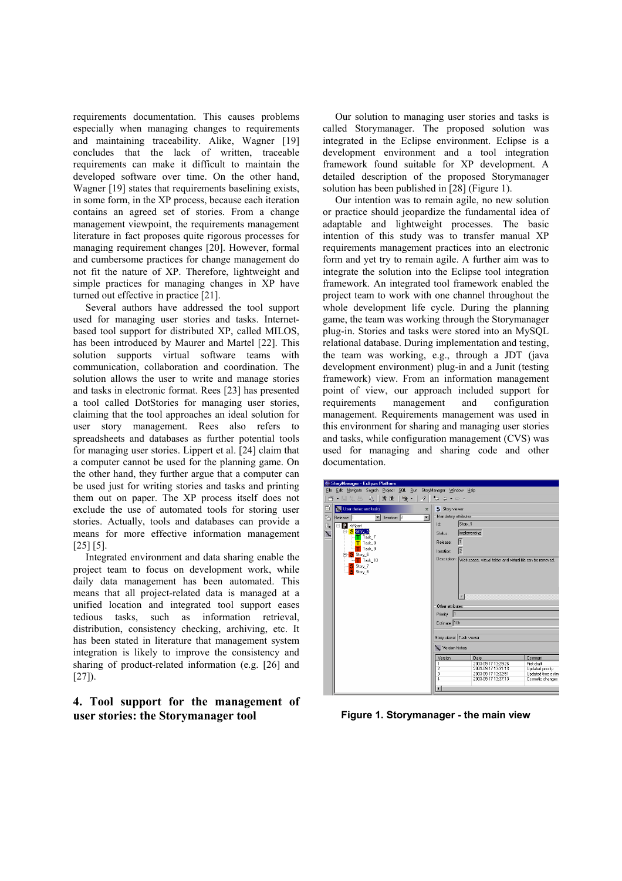requirements documentation. This causes problems especially when managing changes to requirements and maintaining traceability. Alike, Wagner [19] concludes that the lack of written, traceable requirements can make it difficult to maintain the developed software over time. On the other hand, Wagner [19] states that requirements baselining exists, in some form, in the XP process, because each iteration contains an agreed set of stories. From a change management viewpoint, the requirements management literature in fact proposes quite rigorous processes for managing requirement changes [20]. However, formal and cumbersome practices for change management do not fit the nature of XP. Therefore, lightweight and simple practices for managing changes in XP have turned out effective in practice [21].

Several authors have addressed the tool support used for managing user stories and tasks. Internet-based tool support for distributed XP, called MILOS, has been introduced by Maurer and Martel [22]. This solution supports virtual software teams with communication, collaboration and coordination. The solution allows the user to write and manage stories and tasks in electronic format. Rees [23] has presented a tool called DotStories for managing user stories, claiming that the tool approaches an ideal solution for user story management. Rees also refers to spreadsheets and databases as further potential tools for managing user stories. Lippert et al. [24] claim that a computer cannot be used for the planning game. On the other hand, they further argue that a computer can be used just for writing stories and tasks and printing them out on paper. The XP process itself does not exclude the use of automated tools for storing user stories. Actually, tools and databases can provide a means for more effective information management [25] [5].

Integrated environment and data sharing enable the project team to focus on development work, while daily data management has been automated. This means that all project-related data is managed at a unified location and integrated tool support eases tedious tasks, such as information retrieval, distribution, consistency checking, archiving, etc. It has been stated in literature that management system integration is likely to improve the consistency and sharing of product-related information (e.g. [26] and [27]).

## 4. Tool support for the management of user stories: the Storymanager tool

Our solution to managing user stories and tasks is called Storymanager. The proposed solution was integrated in the Eclipse environment. Eclipse is a development environment and a tool integration framework found suitable for XP development. A detailed description of the proposed Storymanager solution has been published in [28] (Figure 1).

Our intention was to remain agile, no new solution or practice should jeopardize the fundamental idea of adaptable and lightweight processes. The basic intention of this study was to transfer manual XP requirements management practices into an electronic form and yet try to remain agile. A further aim was to integrate the solution into the Eclipse tool integration framework. An integrated tool framework enabled the project team to work with one channel throughout the whole development life cycle. During the planning game, the team was working through the Storymanager plug-in. Stories and tasks were stored into an MySQL relational database. During implementation and testing, the team was working, e.g., through a JDT (java development environment) plug-in and a Junit (testing framework) view. From an information management point of view, our approach included support for requirements management and configuration management. Requirements management was used in this environment for sharing and managing user stories and tasks, while configuration management (CVS) was used for managing and sharing code and other documentation.

**Figure 1. Storymanager - the main view**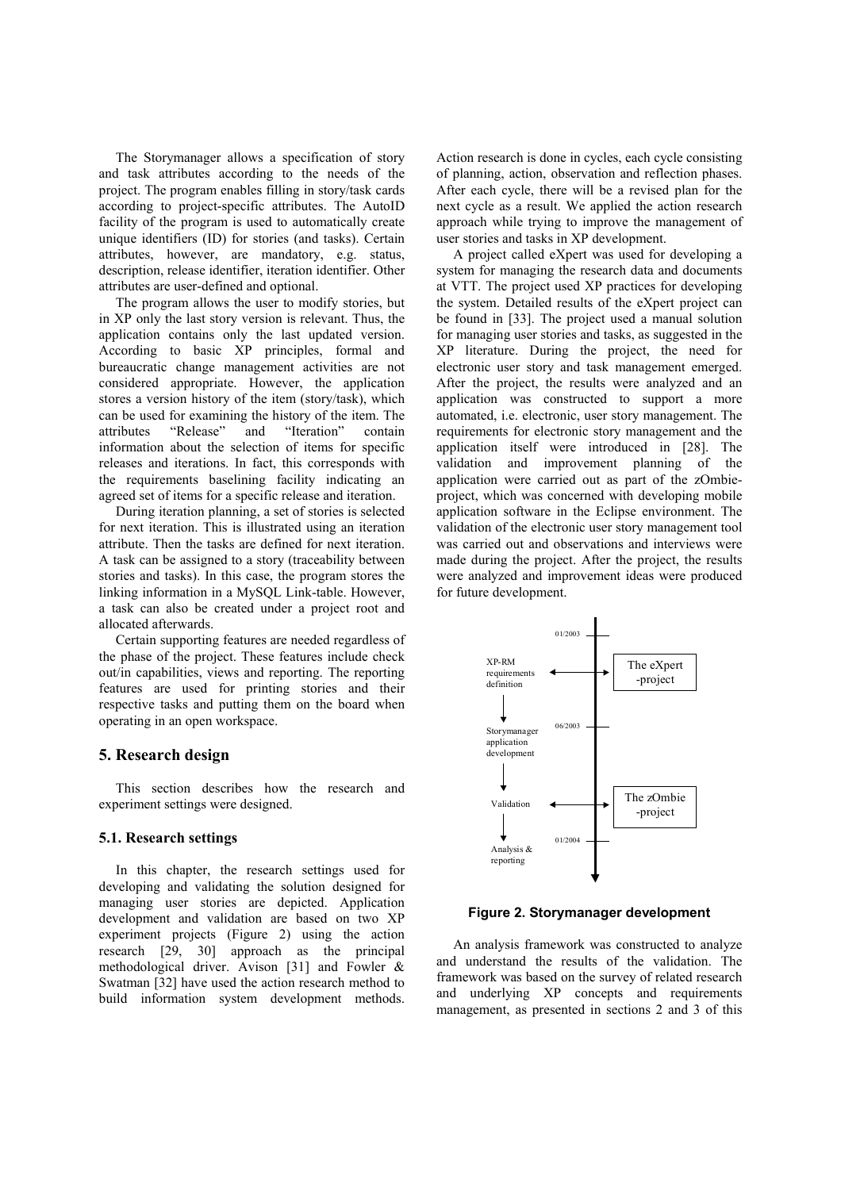The Storymanager allows a specification of story and task attributes according to the needs of the project. The program enables filling in story/task cards according to project-specific attributes. The AutoID facility of the program is used to automatically create unique identifiers (ID) for stories (and tasks). Certain attributes, however, are mandatory, e.g. status, description, release identifier, iteration identifier. Other attributes are user-defined and optional.

The program allows the user to modify stories, but in XP only the last story version is relevant. Thus, the application contains only the last updated version. According to basic XP principles, formal and bureaucratic change management activities are not considered appropriate. However, the application stores a version history of the item (story/task), which can be used for examining the history of the item. The attributes "Release" and "Iteration" contain information about the selection of items for specific releases and iterations. In fact, this corresponds with the requirements baselining facility indicating an agreed set of items for a specific release and iteration.

During iteration planning, a set of stories is selected for next iteration. This is illustrated using an iteration attribute. Then the tasks are defined for next iteration. A task can be assigned to a story (traceability between stories and tasks). In this case, the program stores the linking information in a MySQL Link-table. However, a task can also be created under a project root and allocated afterwards.

Certain supporting features are needed regardless of the phase of the project. These features include check out/in capabilities, views and reporting. The reporting features are used for printing stories and their respective tasks and putting them on the board when operating in an open workspace.

## 5. Research design

This section describes how the research and experiment settings were designed.

### 5.1. Research settings

In this chapter, the research settings used for developing and validating the solution designed for managing user stories are depicted. Application development and validation are based on two XP experiment projects (Figure 2) using the action research [29, 30] approach as the principal methodological driver. Avison [31] and Fowler & Swatman [32] have used the action research method to build information system development methods. Action research is done in cycles, each cycle consisting of planning, action, observation and reflection phases. After each cycle, there will be a revised plan for the next cycle as a result. We applied the action research approach while trying to improve the management of user stories and tasks in XP development.

A project called eXpert was used for developing a system for managing the research data and documents at VTT. The project used XP practices for developing the system. Detailed results of the eXpert project can be found in [33]. The project used a manual solution for managing user stories and tasks, as suggested in the XP literature. During the project, the need for electronic user story and task management emerged. After the project, the results were analyzed and an application was constructed to support a more automated, i.e. electronic, user story management. The requirements for electronic story management and the application itself were introduced in [28]. The validation and improvement planning of the application were carried out as part of the zOmbie-project, which was concerned with developing mobile application software in the Eclipse environment. The validation of the electronic user story management tool was carried out and observations and interviews were made during the project. After the project, the results were analyzed and improvement ideas were produced for future development.

01/2003

XP-RM requirements definition ↔ The eXpert -project

06/2003

Storymanager application development

Validation ↔ The zOmbie -project

01/2004

Analysis & reporting

**Figure 2. Storymanager development**

An analysis framework was constructed to analyze and understand the results of the validation. The framework was based on the survey of related research and underlying XP concepts and requirements management, as presented in sections 2 and 3 of this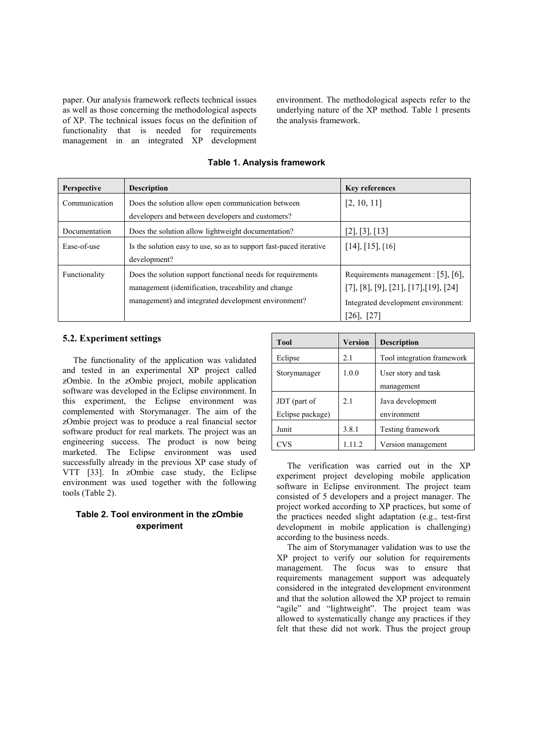paper. Our analysis framework reflects technical issues as well as those concerning the methodological aspects of XP. The technical issues focus on the definition of functionality that is needed for requirements management in an integrated XP development environment. The methodological aspects refer to the underlying nature of the XP method. Table 1 presents the analysis framework.

**Table 1. Analysis framework**

| Perspective | Description | Key references |
|---|---|---|
| Communication | Does the solution allow open communication between developers and between developers and customers? | [2, 10, 11] |
| Documentation | Does the solution allow lightweight documentation? | [2], [3], [13] |
| Ease-of-use | Is the solution easy to use, so as to support fast-paced iterative development? | [14], [15], [16] |
| Functionality | Does the solution support functional needs for requirements management (identification, traceability and change management) and integrated development environment? | Requirements management : [5], [6], [7], [8], [9], [21], [17],[19], [24] Integrated development environment: [26], [27] |

### 5.2. Experiment settings

The functionality of the application was validated and tested in an experimental XP project called zOmbie. In the zOmbie project, mobile application software was developed in the Eclipse environment. In this experiment, the Eclipse environment was complemented with Storymanager. The aim of the zOmbie project was to produce a real financial sector software product for real markets. The project was an engineering success. The product is now being marketed. The Eclipse environment was used successfully already in the previous XP case study of VTT [33]. In zOmbie case study, the Eclipse environment was used together with the following tools (Table 2).

**Table 2. Tool environment in the zOmbie experiment**

| Tool | Version | Description |
|---|---|---|
| Eclipse | 2.1 | Tool integration framework |
| Storymanager | 1.0.0 | User story and task management |
| JDT (part of Eclipse package) | 2.1 | Java development environment |
| Junit | 3.8.1 | Testing framework |
| CVS | 1.11.2 | Version management |

The verification was carried out in the XP experiment project developing mobile application software in Eclipse environment. The project team consisted of 5 developers and a project manager. The project worked according to XP practices, but some of the practices needed slight adaptation (e.g., test-first development in mobile application is challenging) according to the business needs.

The aim of Storymanager validation was to use the XP project to verify our solution for requirements management. The focus was to ensure that requirements management support was adequately considered in the integrated development environment and that the solution allowed the XP project to remain "agile" and "lightweight". The project team was allowed to systematically change any practices if they felt that these did not work. Thus the project group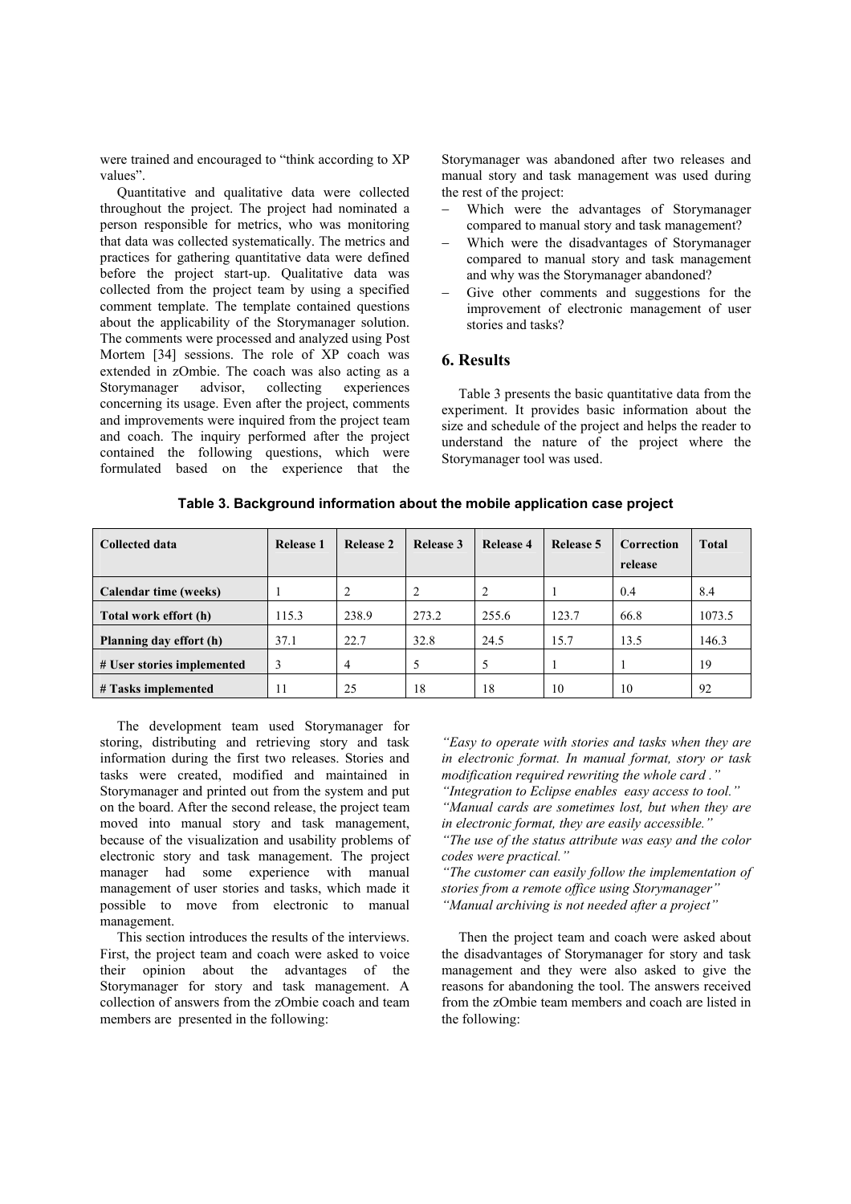were trained and encouraged to "think according to XP values".

Quantitative and qualitative data were collected throughout the project. The project had nominated a person responsible for metrics, who was monitoring that data was collected systematically. The metrics and practices for gathering quantitative data were defined before the project start-up. Qualitative data was collected from the project team by using a specified comment template. The template contained questions about the applicability of the Storymanager solution. The comments were processed and analyzed using Post Mortem [34] sessions. The role of XP coach was extended in zOmbie. The coach was also acting as a Storymanager advisor, collecting experiences concerning its usage. Even after the project, comments and improvements were inquired from the project team and coach. The inquiry performed after the project contained the following questions, which were formulated based on the experience that the Storymanager was abandoned after two releases and manual story and task management was used during the rest of the project:

- Which were the advantages of Storymanager compared to manual story and task management?
- Which were the disadvantages of Storymanager compared to manual story and task management and why was the Storymanager abandoned?
- Give other comments and suggestions for the improvement of electronic management of user stories and tasks?

## 6. Results

Table 3 presents the basic quantitative data from the experiment. It provides basic information about the size and schedule of the project and helps the reader to understand the nature of the project where the Storymanager tool was used.

**Table 3. Background information about the mobile application case project**

| Collected data | Release 1 | Release 2 | Release 3 | Release 4 | Release 5 | Correction release | Total |
|---|---|---|---|---|---|---|---|
| **Calendar time (weeks)** | 1 | 2 | 2 | 2 | 1 | 0.4 | 8.4 |
| **Total work effort (h)** | 115.3 | 238.9 | 273.2 | 255.6 | 123.7 | 66.8 | 1073.5 |
| **Planning day effort (h)** | 37.1 | 22.7 | 32.8 | 24.5 | 15.7 | 13.5 | 146.3 |
| **# User stories implemented** | 3 | 4 | 5 | 5 | 1 | 1 | 19 |
| **# Tasks implemented** | 11 | 25 | 18 | 18 | 10 | 10 | 92 |

The development team used Storymanager for storing, distributing and retrieving story and task information during the first two releases. Stories and tasks were created, modified and maintained in Storymanager and printed out from the system and put on the board. After the second release, the project team moved into manual story and task management, because of the visualization and usability problems of electronic story and task management. The project manager had some experience with manual management of user stories and tasks, which made it possible to move from electronic to manual management.

This section introduces the results of the interviews. First, the project team and coach were asked to voice their opinion about the advantages of the Storymanager for story and task management. A collection of answers from the zOmbie coach and team members are presented in the following:

*"Easy to operate with stories and tasks when they are in electronic format. In manual format, story or task modification required rewriting the whole card ."*
*"Integration to Eclipse enables easy access to tool."*
*"Manual cards are sometimes lost, but when they are in electronic format, they are easily accessible."*
*"The use of the status attribute was easy and the color codes were practical."*
*"The customer can easily follow the implementation of stories from a remote office using Storymanager"*
*"Manual archiving is not needed after a project"*

Then the project team and coach were asked about the disadvantages of Storymanager for story and task management and they were also asked to give the reasons for abandoning the tool. The answers received from the zOmbie team members and coach are listed in the following: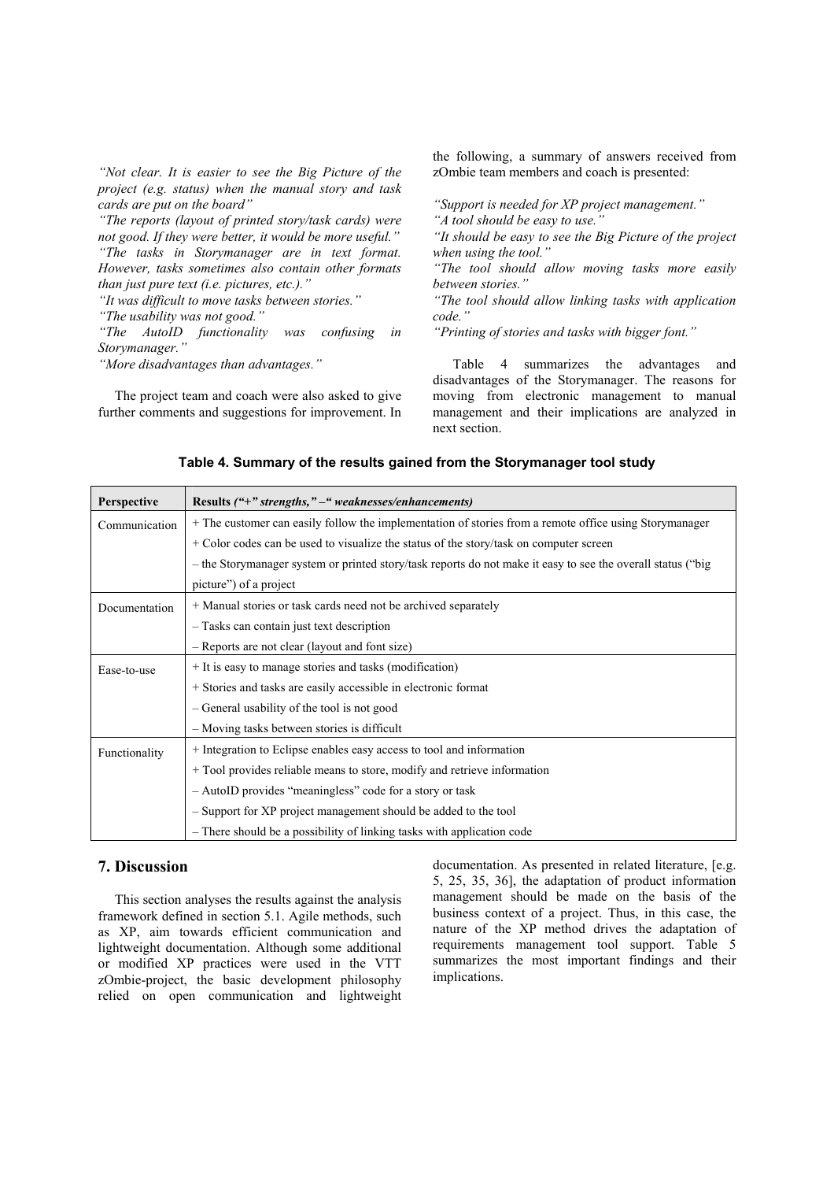*"Not clear. It is easier to see the Big Picture of the project (e.g. status) when the manual story and task cards are put on the board"*
*"The reports (layout of printed story/task cards) were not good. If they were better, it would be more useful."*
*"The tasks in Storymanager are in text format. However, tasks sometimes also contain other formats than just pure text (i.e. pictures, etc.)."*
*"It was difficult to move tasks between stories."*
*"The usability was not good."*
*"The AutoID functionality was confusing in Storymanager."*
*"More disadvantages than advantages."*

The project team and coach were also asked to give further comments and suggestions for improvement. In the following, a summary of answers received from zOmbie team members and coach is presented:

*"Support is needed for XP project management."*
*"A tool should be easy to use."*
*"It should be easy to see the Big Picture of the project when using the tool."*
*"The tool should allow moving tasks more easily between stories."*
*"The tool should allow linking tasks with application code."*
*"Printing of stories and tasks with bigger font."*

Table 4 summarizes the advantages and disadvantages of the Storymanager. The reasons for moving from electronic management to manual management and their implications are analyzed in next section.

**Table 4. Summary of the results gained from the Storymanager tool study**

| Perspective | Results *("+" strengths," –" weaknesses/enhancements)* |
|---|---|
| Communication | + The customer can easily follow the implementation of stories from a remote office using Storymanager |
| | + Color codes can be used to visualize the status of the story/task on computer screen |
| | – the Storymanager system or printed story/task reports do not make it easy to see the overall status ("big picture") of a project |
| Documentation | + Manual stories or task cards need not be archived separately |
| | – Tasks can contain just text description |
| | – Reports are not clear (layout and font size) |
| Ease-to-use | + It is easy to manage stories and tasks (modification) |
| | + Stories and tasks are easily accessible in electronic format |
| | – General usability of the tool is not good |
| | – Moving tasks between stories is difficult |
| Functionality | + Integration to Eclipse enables easy access to tool and information |
| | + Tool provides reliable means to store, modify and retrieve information |
| | – AutoID provides "meaningless" code for a story or task |
| | – Support for XP project management should be added to the tool |
| | – There should be a possibility of linking tasks with application code |

## 7. Discussion

This section analyses the results against the analysis framework defined in section 5.1. Agile methods, such as XP, aim towards efficient communication and lightweight documentation. Although some additional or modified XP practices were used in the VTT zOmbie-project, the basic development philosophy relied on open communication and lightweight documentation. As presented in related literature, [e.g. 5, 25, 35, 36], the adaptation of product information management should be made on the basis of the business context of a project. Thus, in this case, the nature of the XP method drives the adaptation of requirements management tool support. Table 5 summarizes the most important findings and their implications.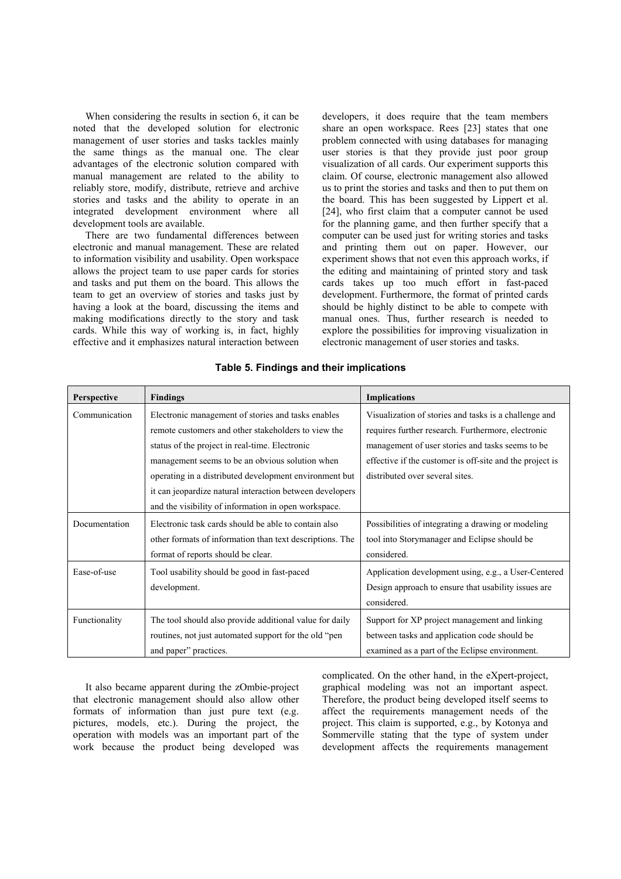When considering the results in section 6, it can be noted that the developed solution for electronic management of user stories and tasks tackles mainly the same things as the manual one. The clear advantages of the electronic solution compared with manual management are related to the ability to reliably store, modify, distribute, retrieve and archive stories and tasks and the ability to operate in an integrated development environment where all development tools are available.

There are two fundamental differences between electronic and manual management. These are related to information visibility and usability. Open workspace allows the project team to use paper cards for stories and tasks and put them on the board. This allows the team to get an overview of stories and tasks just by having a look at the board, discussing the items and making modifications directly to the story and task cards. While this way of working is, in fact, highly effective and it emphasizes natural interaction between developers, it does require that the team members share an open workspace. Rees [23] states that one problem connected with using databases for managing user stories is that they provide just poor group visualization of all cards. Our experiment supports this claim. Of course, electronic management also allowed us to print the stories and tasks and then to put them on the board. This has been suggested by Lippert et al. [24], who first claim that a computer cannot be used for the planning game, and then further specify that a computer can be used just for writing stories and tasks and printing them out on paper. However, our experiment shows that not even this approach works, if the editing and maintaining of printed story and task cards takes up too much effort in fast-paced development. Furthermore, the format of printed cards should be highly distinct to be able to compete with manual ones. Thus, further research is needed to explore the possibilities for improving visualization in electronic management of user stories and tasks.

**Table 5. Findings and their implications**

| Perspective | Findings | Implications |
|---|---|---|
| Communication | Electronic management of stories and tasks enables remote customers and other stakeholders to view the status of the project in real-time. Electronic management seems to be an obvious solution when operating in a distributed development environment but it can jeopardize natural interaction between developers and the visibility of information in open workspace. | Visualization of stories and tasks is a challenge and requires further research. Furthermore, electronic management of user stories and tasks seems to be effective if the customer is off-site and the project is distributed over several sites. |
| Documentation | Electronic task cards should be able to contain also other formats of information than text descriptions. The format of reports should be clear. | Possibilities of integrating a drawing or modeling tool into Storymanager and Eclipse should be considered. |
| Ease-of-use | Tool usability should be good in fast-paced development. | Application development using, e.g., a User-Centered Design approach to ensure that usability issues are considered. |
| Functionality | The tool should also provide additional value for daily routines, not just automated support for the old "pen and paper" practices. | Support for XP project management and linking between tasks and application code should be examined as a part of the Eclipse environment. |

It also became apparent during the zOmbie-project that electronic management should also allow other formats of information than just pure text (e.g. pictures, models, etc.). During the project, the operation with models was an important part of the work because the product being developed was complicated. On the other hand, in the eXpert-project, graphical modeling was not an important aspect. Therefore, the product being developed itself seems to affect the requirements management needs of the project. This claim is supported, e.g., by Kotonya and Sommerville stating that the type of system under development affects the requirements management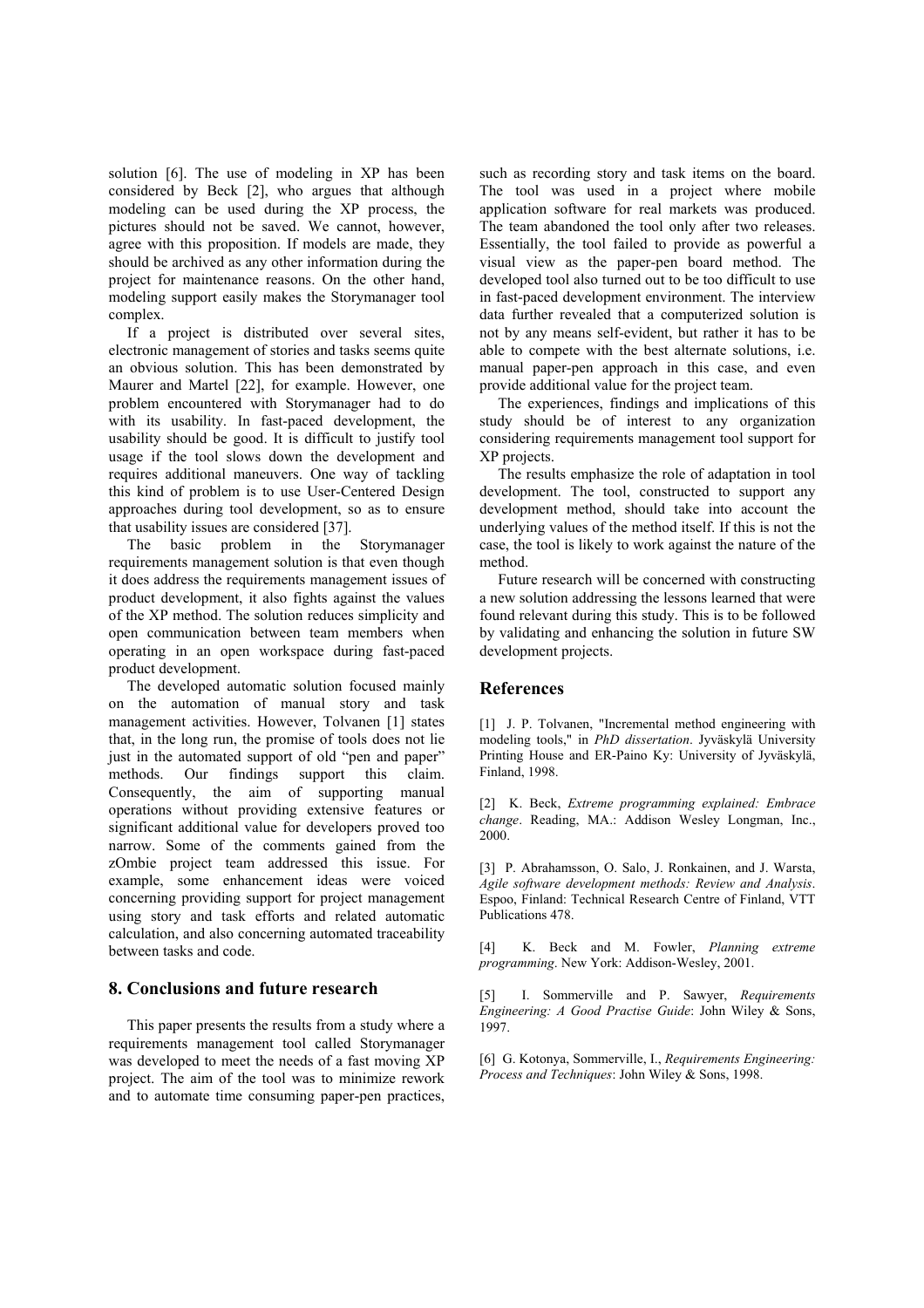solution [6]. The use of modeling in XP has been considered by Beck [2], who argues that although modeling can be used during the XP process, the pictures should not be saved. We cannot, however, agree with this proposition. If models are made, they should be archived as any other information during the project for maintenance reasons. On the other hand, modeling support easily makes the Storymanager tool complex.

If a project is distributed over several sites, electronic management of stories and tasks seems quite an obvious solution. This has been demonstrated by Maurer and Martel [22], for example. However, one problem encountered with Storymanager had to do with its usability. In fast-paced development, the usability should be good. It is difficult to justify tool usage if the tool slows down the development and requires additional maneuvers. One way of tackling this kind of problem is to use User-Centered Design approaches during tool development, so as to ensure that usability issues are considered [37].

The basic problem in the Storymanager requirements management solution is that even though it does address the requirements management issues of product development, it also fights against the values of the XP method. The solution reduces simplicity and open communication between team members when operating in an open workspace during fast-paced product development.

The developed automatic solution focused mainly on the automation of manual story and task management activities. However, Tolvanen [1] states that, in the long run, the promise of tools does not lie just in the automated support of old "pen and paper" methods. Our findings support this claim. Consequently, the aim of supporting manual operations without providing extensive features or significant additional value for developers proved too narrow. Some of the comments gained from the zOmbie project team addressed this issue. For example, some enhancement ideas were voiced concerning providing support for project management using story and task efforts and related automatic calculation, and also concerning automated traceability between tasks and code.

## 8. Conclusions and future research

This paper presents the results from a study where a requirements management tool called Storymanager was developed to meet the needs of a fast moving XP project. The aim of the tool was to minimize rework and to automate time consuming paper-pen practices, such as recording story and task items on the board. The tool was used in a project where mobile application software for real markets was produced. The team abandoned the tool only after two releases. Essentially, the tool failed to provide as powerful a visual view as the paper-pen board method. The developed tool also turned out to be too difficult to use in fast-paced development environment. The interview data further revealed that a computerized solution is not by any means self-evident, but rather it has to be able to compete with the best alternate solutions, i.e. manual paper-pen approach in this case, and even provide additional value for the project team.

The experiences, findings and implications of this study should be of interest to any organization considering requirements management tool support for XP projects.

The results emphasize the role of adaptation in tool development. The tool, constructed to support any development method, should take into account the underlying values of the method itself. If this is not the case, the tool is likely to work against the nature of the method.

Future research will be concerned with constructing a new solution addressing the lessons learned that were found relevant during this study. This is to be followed by validating and enhancing the solution in future SW development projects.

## References

[1] J. P. Tolvanen, "Incremental method engineering with modeling tools," in *PhD dissertation*. Jyväskylä University Printing House and ER-Paino Ky: University of Jyväskylä, Finland, 1998.

[2] K. Beck, *Extreme programming explained: Embrace change*. Reading, MA.: Addison Wesley Longman, Inc., 2000.

[3] P. Abrahamsson, O. Salo, J. Ronkainen, and J. Warsta, *Agile software development methods: Review and Analysis*. Espoo, Finland: Technical Research Centre of Finland, VTT Publications 478.

[4] K. Beck and M. Fowler, *Planning extreme programming*. New York: Addison-Wesley, 2001.

[5] I. Sommerville and P. Sawyer, *Requirements Engineering: A Good Practise Guide*: John Wiley & Sons, 1997.

[6] G. Kotonya, Sommerville, I., *Requirements Engineering: Process and Techniques*: John Wiley & Sons, 1998.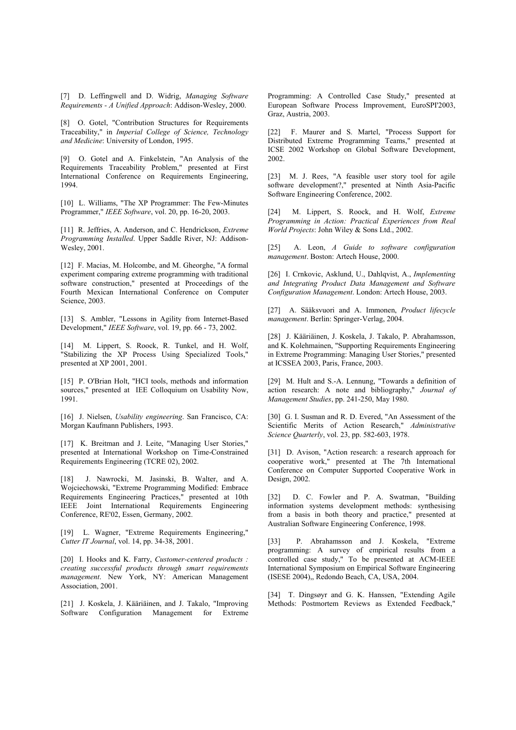[7] D. Leffingwell and D. Widrig, *Managing Software Requirements - A Unified Approach*: Addison-Wesley, 2000.

[8] O. Gotel, "Contribution Structures for Requirements Traceability," in *Imperial College of Science, Technology and Medicine*: University of London, 1995.

[9] O. Gotel and A. Finkelstein, "An Analysis of the Requirements Traceability Problem," presented at First International Conference on Requirements Engineering, 1994.

[10] L. Williams, "The XP Programmer: The Few-Minutes Programmer," *IEEE Software*, vol. 20, pp. 16-20, 2003.

[11] R. Jeffries, A. Anderson, and C. Hendrickson, *Extreme Programming Installed*. Upper Saddle River, NJ: Addison-Wesley, 2001.

[12] F. Macias, M. Holcombe, and M. Gheorghe, "A formal experiment comparing extreme programming with traditional software construction," presented at Proceedings of the Fourth Mexican International Conference on Computer Science, 2003.

[13] S. Ambler, "Lessons in Agility from Internet-Based Development," *IEEE Software*, vol. 19, pp. 66 - 73, 2002.

[14] M. Lippert, S. Roock, R. Tunkel, and H. Wolf, "Stabilizing the XP Process Using Specialized Tools," presented at XP 2001, 2001.

[15] P. O'Brian Holt, "HCI tools, methods and information sources," presented at IEE Colloquium on Usability Now, 1991.

[16] J. Nielsen, *Usability engineering*. San Francisco, CA: Morgan Kaufmann Publishers, 1993.

[17] K. Breitman and J. Leite, "Managing User Stories," presented at International Workshop on Time-Constrained Requirements Engineering (TCRE 02), 2002.

[18] J. Nawrocki, M. Jasinski, B. Walter, and A. Wojciechowski, "Extreme Programming Modified: Embrace Requirements Engineering Practices," presented at 10th IEEE Joint International Requirements Engineering Conference, RE'02, Essen, Germany, 2002.

[19] L. Wagner, "Extreme Requirements Engineering," *Cutter IT Journal*, vol. 14, pp. 34-38, 2001.

[20] I. Hooks and K. Farry, *Customer-centered products : creating successful products through smart requirements management*. New York, NY: American Management Association, 2001.

[21] J. Koskela, J. Kääriäinen, and J. Takalo, "Improving Software Configuration Management for Extreme Programming: A Controlled Case Study," presented at European Software Process Improvement, EuroSPI'2003, Graz, Austria, 2003.

[22] F. Maurer and S. Martel, "Process Support for Distributed Extreme Programming Teams," presented at ICSE 2002 Workshop on Global Software Development, 2002.

[23] M. J. Rees, "A feasible user story tool for agile software development?," presented at Ninth Asia-Pacific Software Engineering Conference, 2002.

[24] M. Lippert, S. Roock, and H. Wolf, *Extreme Programming in Action: Practical Experiences from Real World Projects*: John Wiley & Sons Ltd., 2002.

[25] A. Leon, *A Guide to software configuration management*. Boston: Artech House, 2000.

[26] I. Crnkovic, Asklund, U., Dahlqvist, A., *Implementing and Integrating Product Data Management and Software Configuration Management*. London: Artech House, 2003.

[27] A. Sääksvuori and A. Immonen, *Product lifecycle management*. Berlin: Springer-Verlag, 2004.

[28] J. Kääriäinen, J. Koskela, J. Takalo, P. Abrahamsson, and K. Kolehmainen, "Supporting Requirements Engineering in Extreme Programming: Managing User Stories," presented at ICSSEA 2003, Paris, France, 2003.

[29] M. Hult and S.-A. Lennung, "Towards a definition of action research: A note and bibliography," *Journal of Management Studies*, pp. 241-250, May 1980.

[30] G. I. Susman and R. D. Evered, "An Assessment of the Scientific Merits of Action Research," *Administrative Science Quarterly*, vol. 23, pp. 582-603, 1978.

[31] D. Avison, "Action research: a research approach for cooperative work," presented at The 7th International Conference on Computer Supported Cooperative Work in Design, 2002.

[32] D. C. Fowler and P. A. Swatman, "Building information systems development methods: synthesising from a basis in both theory and practice," presented at Australian Software Engineering Conference, 1998.

[33] P. Abrahamsson and J. Koskela, "Extreme programming: A survey of empirical results from a controlled case study," To be presented at ACM-IEEE International Symposium on Empirical Software Engineering (ISESE 2004),, Redondo Beach, CA, USA, 2004.

[34] T. Dingsøyr and G. K. Hanssen, "Extending Agile Methods: Postmortem Reviews as Extended Feedback,"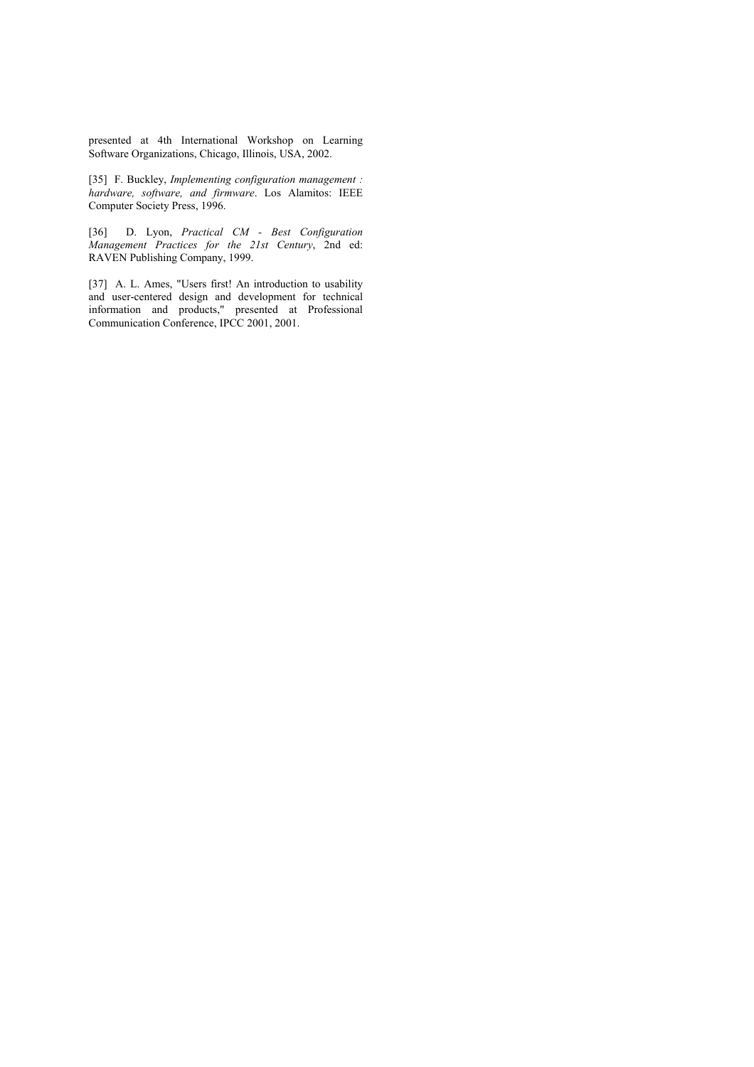presented at 4th International Workshop on Learning Software Organizations, Chicago, Illinois, USA, 2002.

[35] F. Buckley, *Implementing configuration management : hardware, software, and firmware*. Los Alamitos: IEEE Computer Society Press, 1996.

[36] D. Lyon, *Practical CM - Best Configuration Management Practices for the 21st Century*, 2nd ed: RAVEN Publishing Company, 1999.

[37] A. L. Ames, "Users first! An introduction to usability and user-centered design and development for technical information and products," presented at Professional Communication Conference, IPCC 2001, 2001.